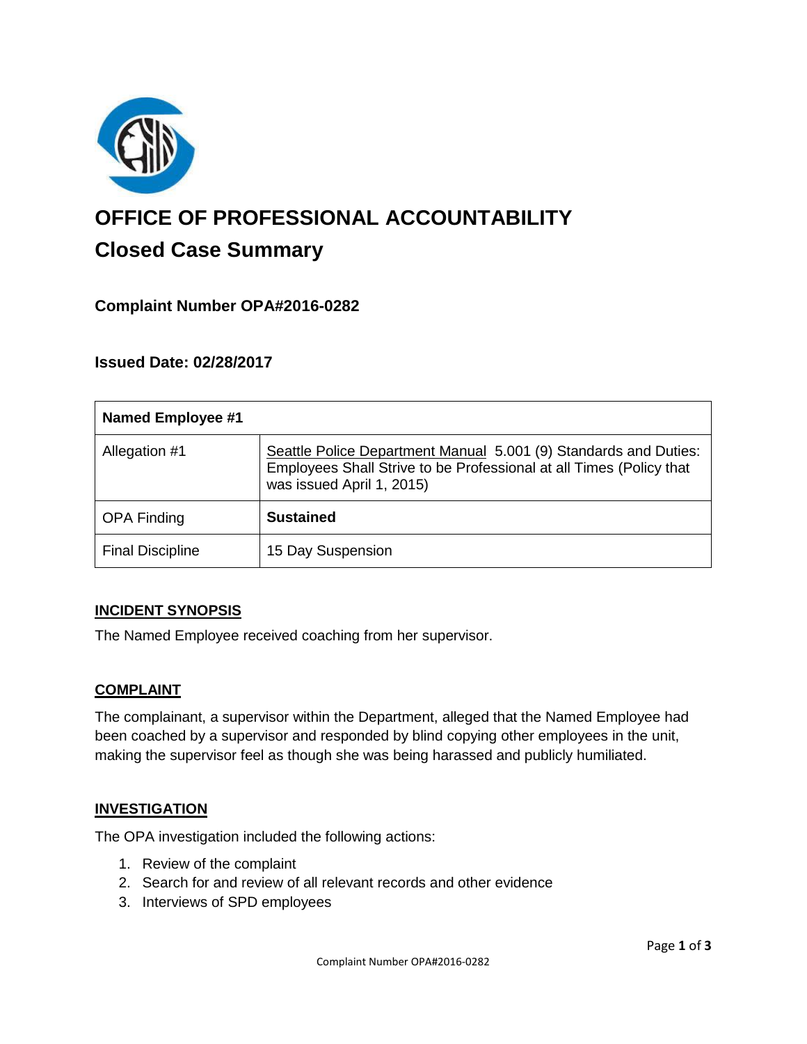# OFFICE OF PROFESSIONAL ACCOUNTABILITY

## Closed Case Summary

### Complaint Number OPA#2016-0282

### Issued Date: 02/28/2017

| Named Employee #1 | |
|---|---|
| Allegation #1 | Seattle Police Department Manual 5.001 (9) Standards and Duties: Employees Shall Strive to be Professional at all Times (Policy that was issued April 1, 2015) |
| OPA Finding | **Sustained** |
| Final Discipline | 15 Day Suspension |

#### INCIDENT SYNOPSIS

The Named Employee received coaching from her supervisor.

#### COMPLAINT

The complainant, a supervisor within the Department, alleged that the Named Employee had been coached by a supervisor and responded by blind copying other employees in the unit, making the supervisor feel as though she was being harassed and publicly humiliated.

#### INVESTIGATION

The OPA investigation included the following actions:

1. Review of the complaint
2. Search for and review of all relevant records and other evidence
3. Interviews of SPD employees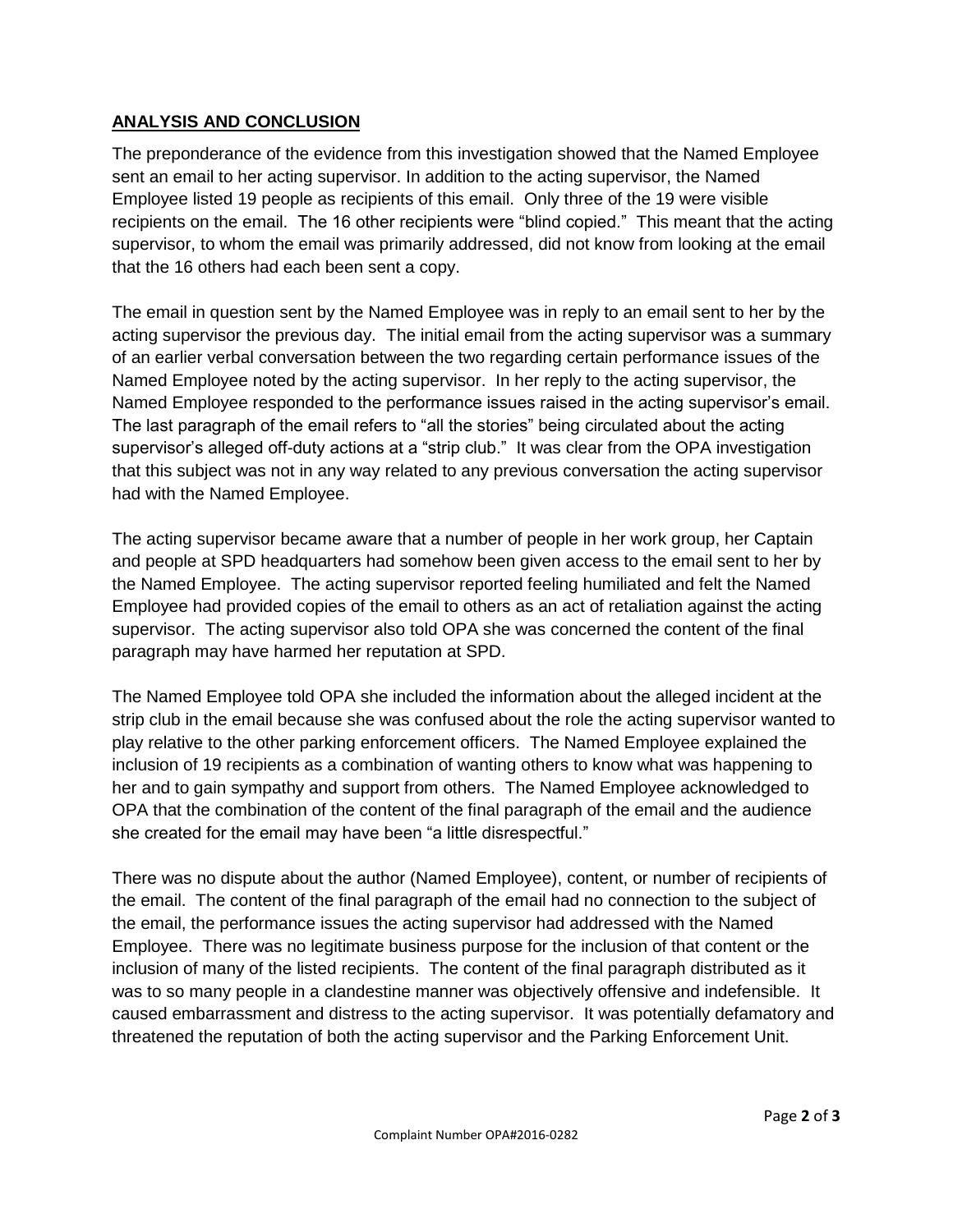## **ANALYSIS AND CONCLUSION**

The preponderance of the evidence from this investigation showed that the Named Employee sent an email to her acting supervisor. In addition to the acting supervisor, the Named Employee listed 19 people as recipients of this email. Only three of the 19 were visible recipients on the email. The 16 other recipients were "blind copied." This meant that the acting supervisor, to whom the email was primarily addressed, did not know from looking at the email that the 16 others had each been sent a copy.

The email in question sent by the Named Employee was in reply to an email sent to her by the acting supervisor the previous day. The initial email from the acting supervisor was a summary of an earlier verbal conversation between the two regarding certain performance issues of the Named Employee noted by the acting supervisor. In her reply to the acting supervisor, the Named Employee responded to the performance issues raised in the acting supervisor's email. The last paragraph of the email refers to "all the stories" being circulated about the acting supervisor's alleged off-duty actions at a "strip club." It was clear from the OPA investigation that this subject was not in any way related to any previous conversation the acting supervisor had with the Named Employee.

The acting supervisor became aware that a number of people in her work group, her Captain and people at SPD headquarters had somehow been given access to the email sent to her by the Named Employee. The acting supervisor reported feeling humiliated and felt the Named Employee had provided copies of the email to others as an act of retaliation against the acting supervisor. The acting supervisor also told OPA she was concerned the content of the final paragraph may have harmed her reputation at SPD.

The Named Employee told OPA she included the information about the alleged incident at the strip club in the email because she was confused about the role the acting supervisor wanted to play relative to the other parking enforcement officers. The Named Employee explained the inclusion of 19 recipients as a combination of wanting others to know what was happening to her and to gain sympathy and support from others. The Named Employee acknowledged to OPA that the combination of the content of the final paragraph of the email and the audience she created for the email may have been "a little disrespectful."

There was no dispute about the author (Named Employee), content, or number of recipients of the email. The content of the final paragraph of the email had no connection to the subject of the email, the performance issues the acting supervisor had addressed with the Named Employee. There was no legitimate business purpose for the inclusion of that content or the inclusion of many of the listed recipients. The content of the final paragraph distributed as it was to so many people in a clandestine manner was objectively offensive and indefensible. It caused embarrassment and distress to the acting supervisor. It was potentially defamatory and threatened the reputation of both the acting supervisor and the Parking Enforcement Unit.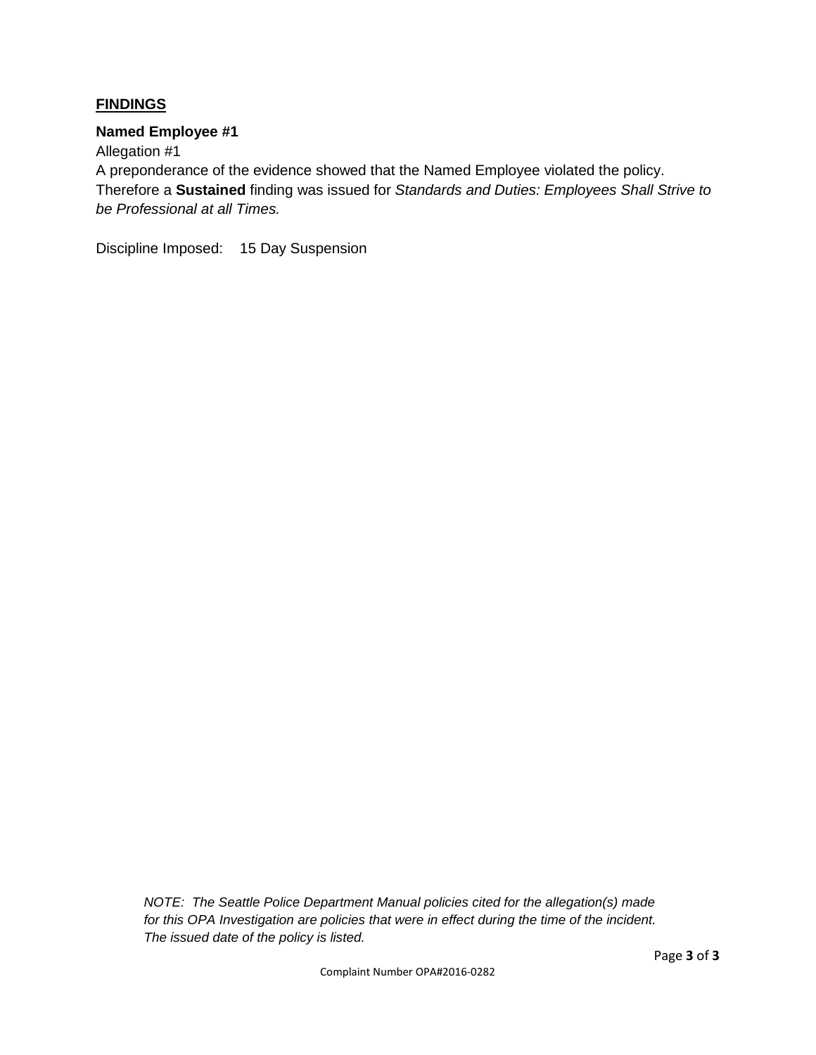## FINDINGS

**Named Employee #1**

Allegation #1

A preponderance of the evidence showed that the Named Employee violated the policy. Therefore a **Sustained** finding was issued for *Standards and Duties: Employees Shall Strive to be Professional at all Times.*

Discipline Imposed: 15 Day Suspension

*NOTE: The Seattle Police Department Manual policies cited for the allegation(s) made for this OPA Investigation are policies that were in effect during the time of the incident. The issued date of the policy is listed.*

Complaint Number OPA#2016-0282